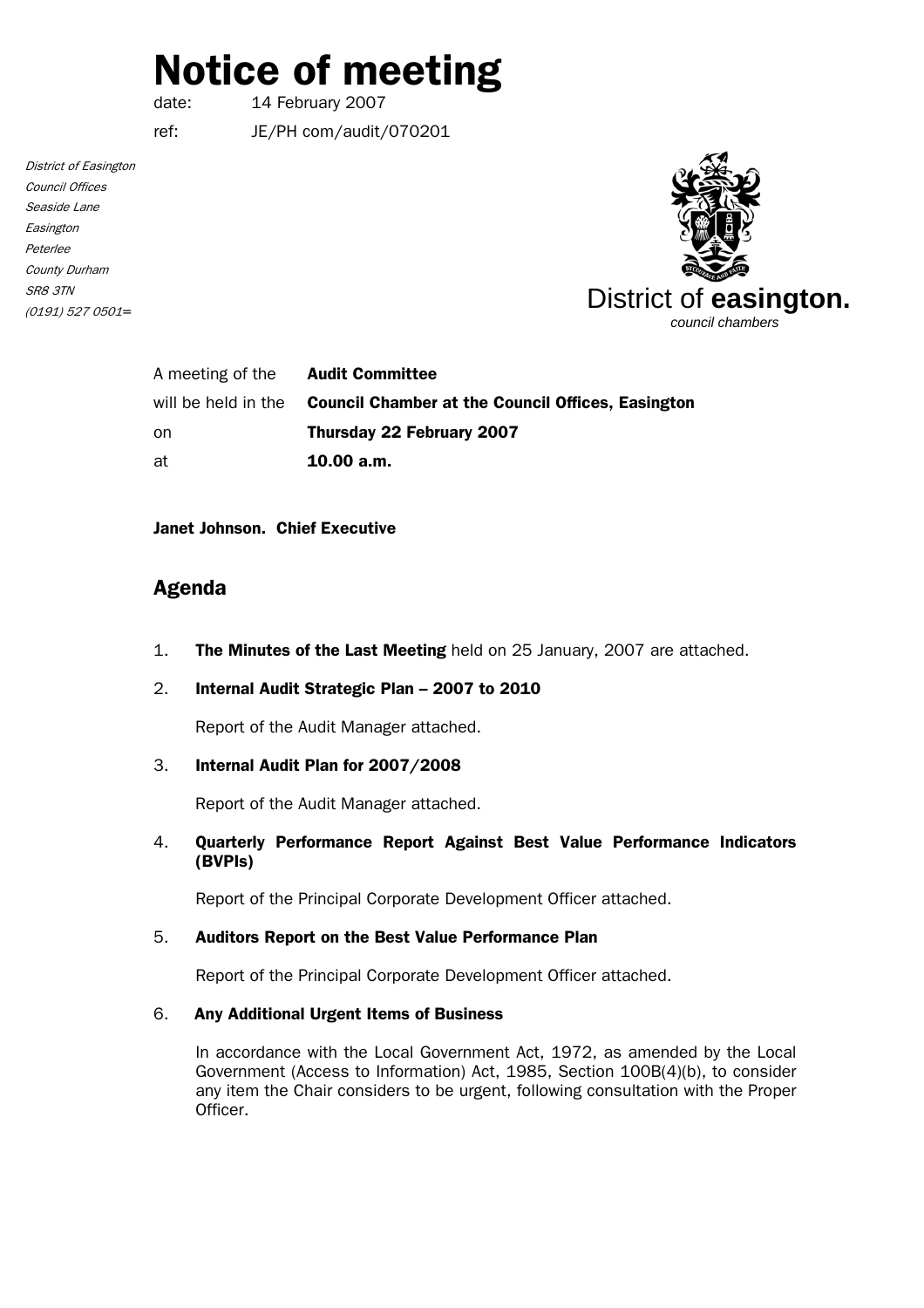# Notice of meeting

date: 14 February 2007

ref: JE/PH com/audit/070201

*District of Easington*
*Council Offices*
*Seaside Lane*
*Easington*
*Peterlee*
*County Durham*
*SR8 3TN*
*(0191) 527 0501=*

District of **easington.**
*council chambers*

| | |
|---|---|
| A meeting of the | **Audit Committee** |
| will be held in the | **Council Chamber at the Council Offices, Easington** |
| on | **Thursday 22 February 2007** |
| at | **10.00 a.m.** |

**Janet Johnson. Chief Executive**

## Agenda

1. **The Minutes of the Last Meeting** held on 25 January, 2007 are attached.

2. **Internal Audit Strategic Plan – 2007 to 2010**

   Report of the Audit Manager attached.

3. **Internal Audit Plan for 2007/2008**

   Report of the Audit Manager attached.

4. **Quarterly Performance Report Against Best Value Performance Indicators (BVPIs)**

   Report of the Principal Corporate Development Officer attached.

5. **Auditors Report on the Best Value Performance Plan**

   Report of the Principal Corporate Development Officer attached.

6. **Any Additional Urgent Items of Business**

   In accordance with the Local Government Act, 1972, as amended by the Local Government (Access to Information) Act, 1985, Section 100B(4)(b), to consider any item the Chair considers to be urgent, following consultation with the Proper Officer.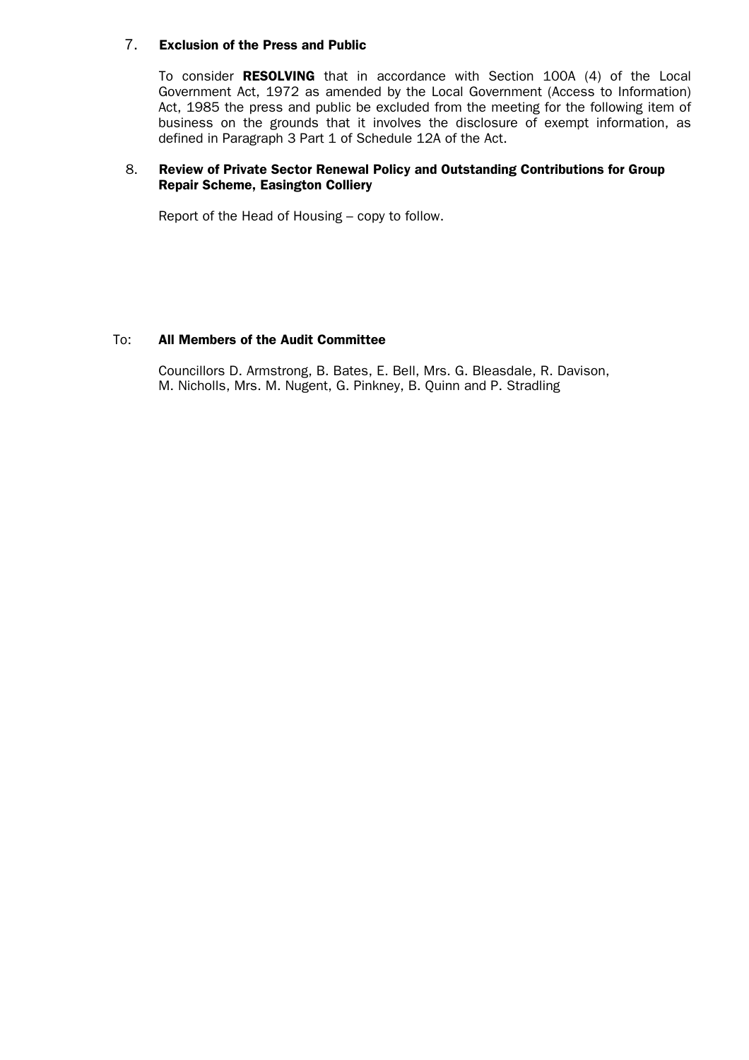7. **Exclusion of the Press and Public**

To consider **RESOLVING** that in accordance with Section 100A (4) of the Local Government Act, 1972 as amended by the Local Government (Access to Information) Act, 1985 the press and public be excluded from the meeting for the following item of business on the grounds that it involves the disclosure of exempt information, as defined in Paragraph 3 Part 1 of Schedule 12A of the Act.

8. **Review of Private Sector Renewal Policy and Outstanding Contributions for Group Repair Scheme, Easington Colliery**

Report of the Head of Housing – copy to follow.

To: **All Members of the Audit Committee**

Councillors D. Armstrong, B. Bates, E. Bell, Mrs. G. Bleasdale, R. Davison, M. Nicholls, Mrs. M. Nugent, G. Pinkney, B. Quinn and P. Stradling